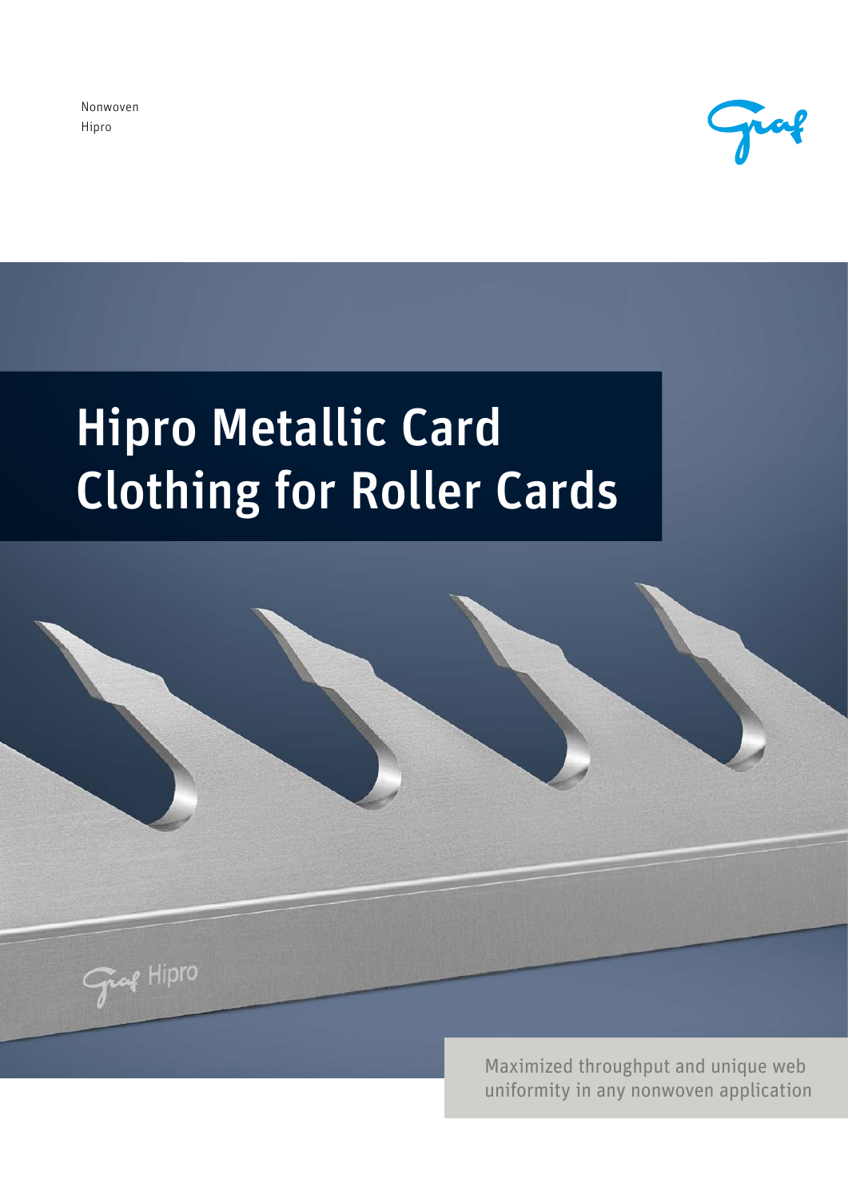Nonwoven
Hipro

# Hipro Metallic Card Clothing for Roller Cards

Maximized throughput and unique web uniformity in any nonwoven application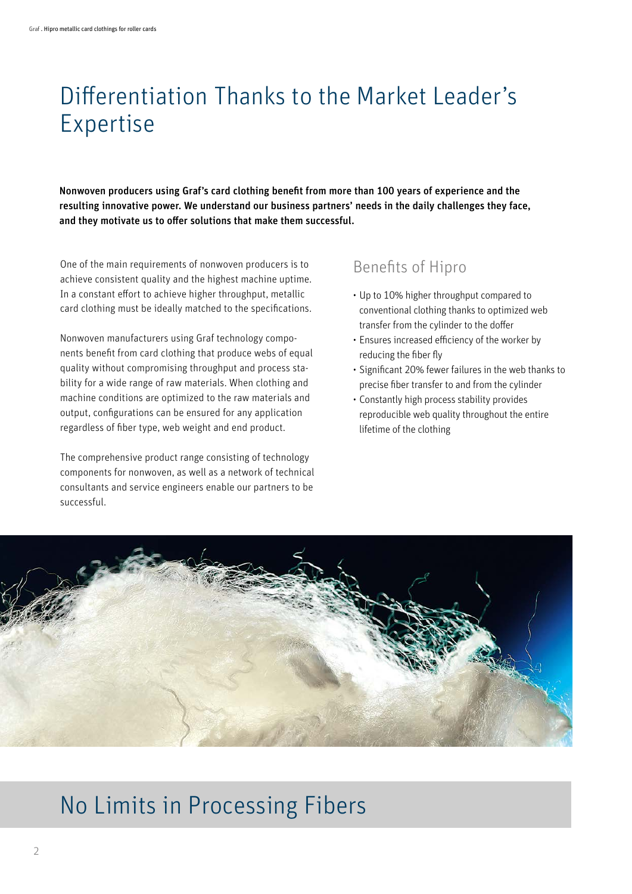# Differentiation Thanks to the Market Leader's Expertise

**Nonwoven producers using Graf's card clothing benefit from more than 100 years of experience and the resulting innovative power. We understand our business partners' needs in the daily challenges they face, and they motivate us to offer solutions that make them successful.**

One of the main requirements of nonwoven producers is to achieve consistent quality and the highest machine uptime. In a constant effort to achieve higher throughput, metallic card clothing must be ideally matched to the specifications.

Nonwoven manufacturers using Graf technology components benefit from card clothing that produce webs of equal quality without compromising throughput and process stability for a wide range of raw materials. When clothing and machine conditions are optimized to the raw materials and output, configurations can be ensured for any application regardless of fiber type, web weight and end product.

The comprehensive product range consisting of technology components for nonwoven, as well as a network of technical consultants and service engineers enable our partners to be successful.

## Benefits of Hipro

- Up to 10% higher throughput compared to conventional clothing thanks to optimized web transfer from the cylinder to the doffer
- Ensures increased efficiency of the worker by reducing the fiber fly
- Significant 20% fewer failures in the web thanks to precise fiber transfer to and from the cylinder
- Constantly high process stability provides reproducible web quality throughout the entire lifetime of the clothing

# No Limits in Processing Fibers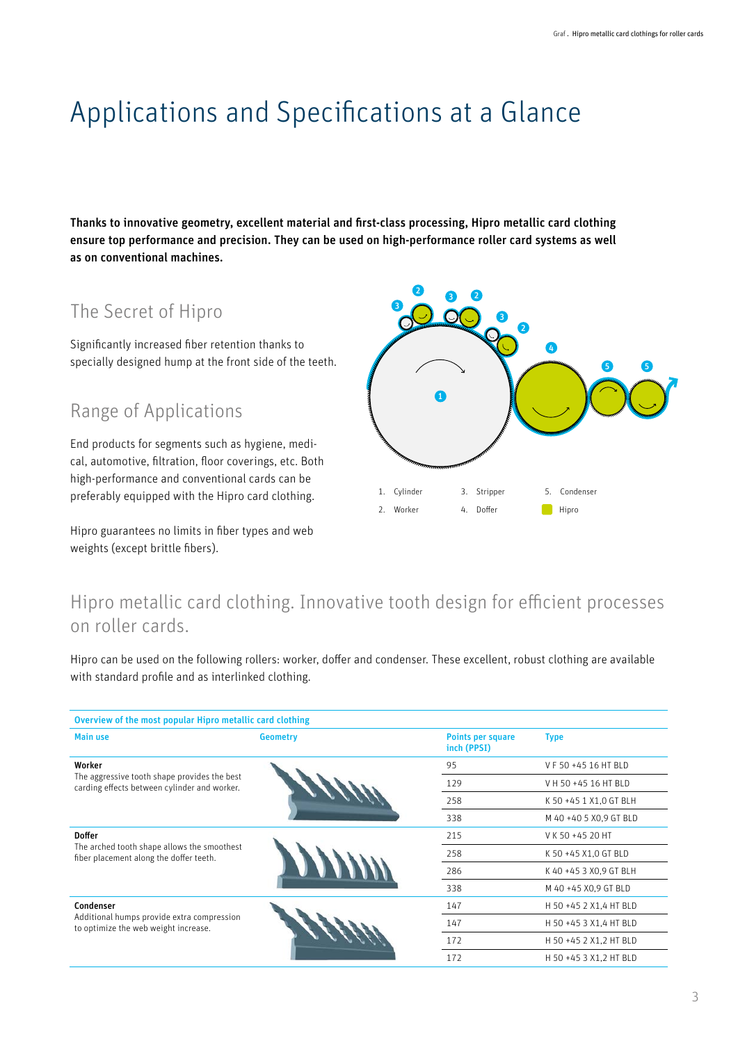# Applications and Specifications at a Glance

**Thanks to innovative geometry, excellent material and first-class processing, Hipro metallic card clothing ensure top performance and precision. They can be used on high-performance roller card systems as well as on conventional machines.**

## The Secret of Hipro

Significantly increased fiber retention thanks to specially designed hump at the front side of the teeth.

## Range of Applications

End products for segments such as hygiene, medical, automotive, filtration, floor coverings, etc. Both high-performance and conventional cards can be preferably equipped with the Hipro card clothing.

Hipro guarantees no limits in fiber types and web weights (except brittle fibers).

1. Cylinder
2. Worker
3. Stripper
4. Doffer
5. Condenser

Hipro

## Hipro metallic card clothing. Innovative tooth design for efficient processes on roller cards.

Hipro can be used on the following rollers: worker, doffer and condenser. These excellent, robust clothing are available with standard profile and as interlinked clothing.

**Overview of the most popular Hipro metallic card clothing**

| Main use | Geometry | Points per square inch (PPSI) | Type |
|---|---|---|---|
| **Worker** The aggressive tooth shape provides the best carding effects between cylinder and worker. | | 95 | V F 50 +45 16 HT BLD |
| | | 129 | V H 50 +45 16 HT BLD |
| | | 258 | K 50 +45 1 X1,0 GT BLH |
| | | 338 | M 40 +40 5 X0,9 GT BLD |
| **Doffer** The arched tooth shape allows the smoothest fiber placement along the doffer teeth. | | 215 | V K 50 +45 20 HT |
| | | 258 | K 50 +45 X1,0 GT BLD |
| | | 286 | K 40 +45 3 X0,9 GT BLH |
| | | 338 | M 40 +45 X0,9 GT BLD |
| **Condenser** Additional humps provide extra compression to optimize the web weight increase. | | 147 | H 50 +45 2 X1,4 HT BLD |
| | | 147 | H 50 +45 3 X1,4 HT BLD |
| | | 172 | H 50 +45 2 X1,2 HT BLD |
| | | 172 | H 50 +45 3 X1,2 HT BLD |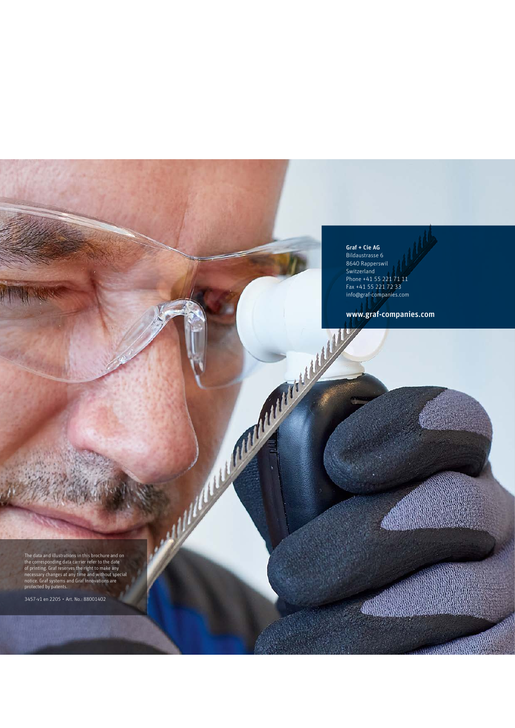**Graf + Cie AG**
Bildaustrasse 6
8640 Rapperswil
Switzerland
Phone +41 55 221 71 11
Fax +41 55 221 72 33
info@graf-companies.com

**www.graf-companies.com**

The data and illustrations in this brochure and on the corresponding data carrier refer to the date of printing. Graf reserves the right to make any necessary changes at any time and without special notice. Graf systems and Graf innovations are protected by patents.

3457-v1 en 2205 • Art. No.: 88001402